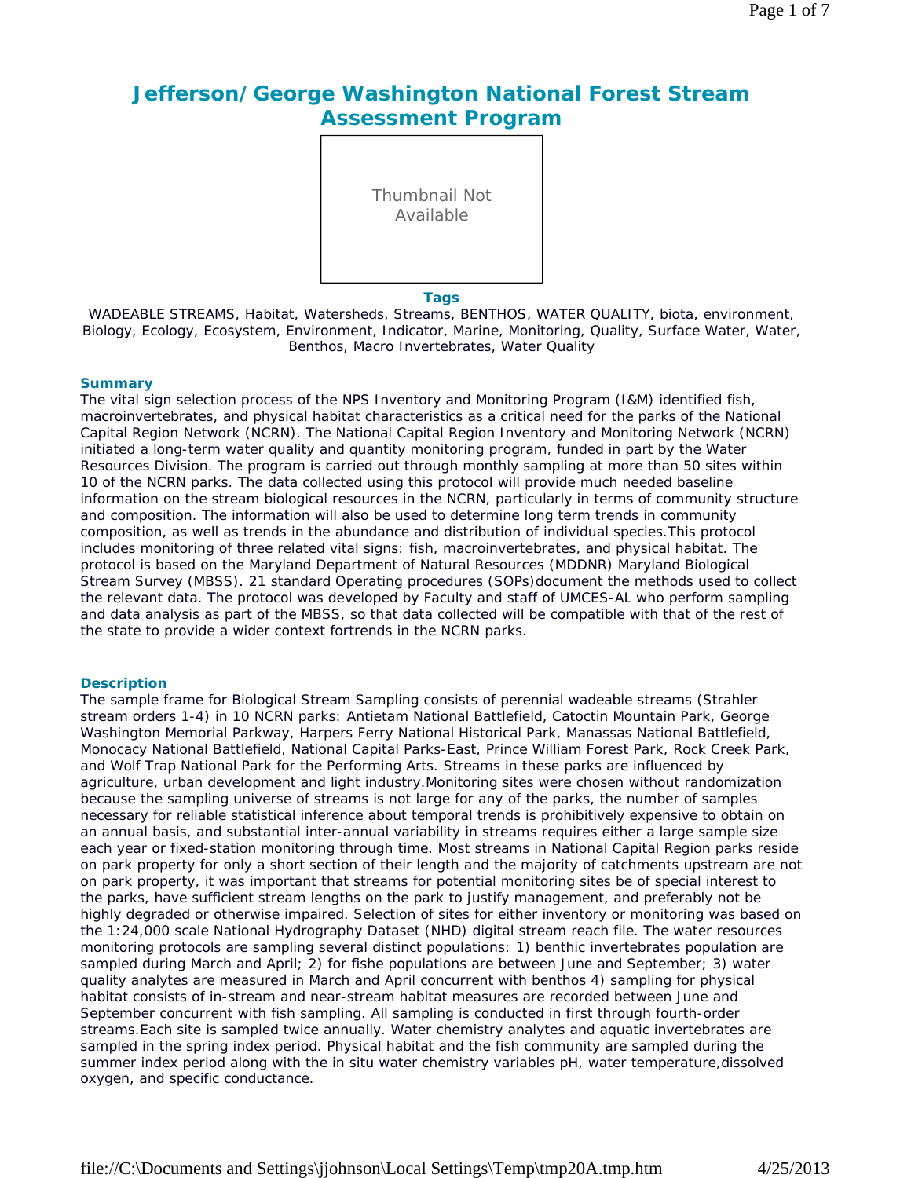# Jefferson/George Washington National Forest Stream Assessment Program

Thumbnail Not Available

### Tags

WADEABLE STREAMS, Habitat, Watersheds, Streams, BENTHOS, WATER QUALITY, biota, environment, Biology, Ecology, Ecosystem, Environment, Indicator, Marine, Monitoring, Quality, Surface Water, Water, Benthos, Macro Invertebrates, Water Quality

### Summary

The vital sign selection process of the NPS Inventory and Monitoring Program (I&M) identified fish, macroinvertebrates, and physical habitat characteristics as a critical need for the parks of the National Capital Region Network (NCRN). The National Capital Region Inventory and Monitoring Network (NCRN) initiated a long-term water quality and quantity monitoring program, funded in part by the Water Resources Division. The program is carried out through monthly sampling at more than 50 sites within 10 of the NCRN parks. The data collected using this protocol will provide much needed baseline information on the stream biological resources in the NCRN, particularly in terms of community structure and composition. The information will also be used to determine long term trends in community composition, as well as trends in the abundance and distribution of individual species.This protocol includes monitoring of three related vital signs: fish, macroinvertebrates, and physical habitat. The protocol is based on the Maryland Department of Natural Resources (MDDNR) Maryland Biological Stream Survey (MBSS). 21 standard Operating procedures (SOPs)document the methods used to collect the relevant data. The protocol was developed by Faculty and staff of UMCES-AL who perform sampling and data analysis as part of the MBSS, so that data collected will be compatible with that of the rest of the state to provide a wider context fortrends in the NCRN parks.

### Description

The sample frame for Biological Stream Sampling consists of perennial wadeable streams (Strahler stream orders 1-4) in 10 NCRN parks: Antietam National Battlefield, Catoctin Mountain Park, George Washington Memorial Parkway, Harpers Ferry National Historical Park, Manassas National Battlefield, Monocacy National Battlefield, National Capital Parks-East, Prince William Forest Park, Rock Creek Park, and Wolf Trap National Park for the Performing Arts. Streams in these parks are influenced by agriculture, urban development and light industry.Monitoring sites were chosen without randomization because the sampling universe of streams is not large for any of the parks, the number of samples necessary for reliable statistical inference about temporal trends is prohibitively expensive to obtain on an annual basis, and substantial inter-annual variability in streams requires either a large sample size each year or fixed-station monitoring through time. Most streams in National Capital Region parks reside on park property for only a short section of their length and the majority of catchments upstream are not on park property, it was important that streams for potential monitoring sites be of special interest to the parks, have sufficient stream lengths on the park to justify management, and preferably not be highly degraded or otherwise impaired. Selection of sites for either inventory or monitoring was based on the 1:24,000 scale National Hydrography Dataset (NHD) digital stream reach file. The water resources monitoring protocols are sampling several distinct populations: 1) benthic invertebrates population are sampled during March and April; 2) for fishe populations are between June and September; 3) water quality analytes are measured in March and April concurrent with benthos 4) sampling for physical habitat consists of in-stream and near-stream habitat measures are recorded between June and September concurrent with fish sampling. All sampling is conducted in first through fourth-order streams.Each site is sampled twice annually. Water chemistry analytes and aquatic invertebrates are sampled in the spring index period. Physical habitat and the fish community are sampled during the summer index period along with the in situ water chemistry variables pH, water temperature,dissolved oxygen, and specific conductance.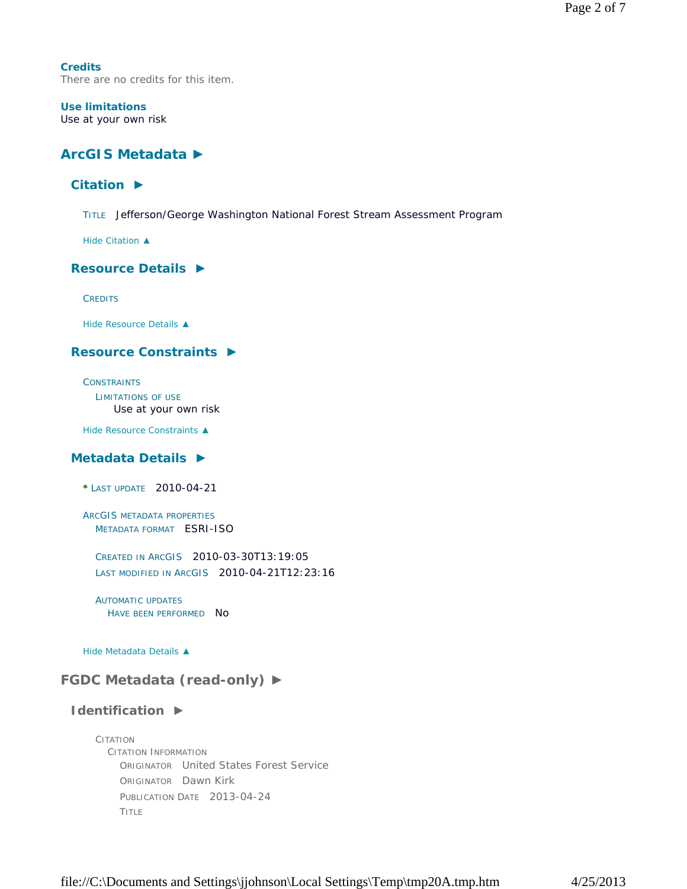**Credits**
There are no credits for this item.

**Use limitations**
Use at your own risk

## ArcGIS Metadata ►

### Citation ►

TITLE Jefferson/George Washington National Forest Stream Assessment Program

Hide Citation ▲

### Resource Details ►

CREDITS

Hide Resource Details ▲

### Resource Constraints ►

CONSTRAINTS
LIMITATIONS OF USE
Use at your own risk

Hide Resource Constraints ▲

### Metadata Details ►

\* LAST UPDATE 2010-04-21

ARCGIS METADATA PROPERTIES
METADATA FORMAT ESRI-ISO

CREATED IN ARCGIS 2010-03-30T13:19:05
LAST MODIFIED IN ARCGIS 2010-04-21T12:23:16

AUTOMATIC UPDATES
HAVE BEEN PERFORMED No

Hide Metadata Details ▲

## FGDC Metadata (read-only) ►

### Identification ►

CITATION
CITATION INFORMATION
ORIGINATOR United States Forest Service
ORIGINATOR Dawn Kirk
PUBLICATION DATE 2013-04-24
TITLE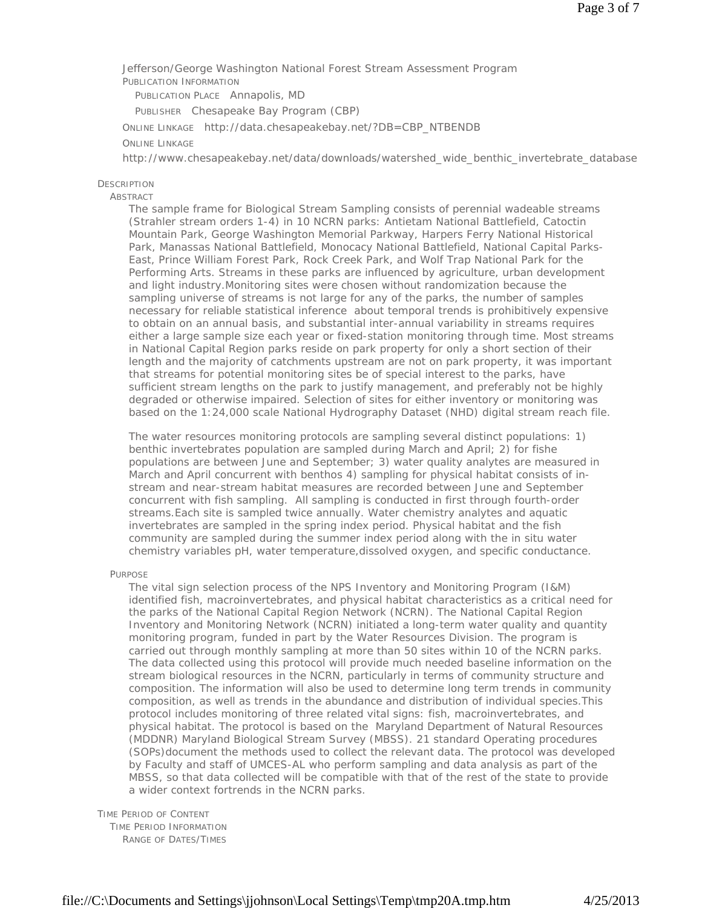Jefferson/George Washington National Forest Stream Assessment Program

PUBLICATION INFORMATION

PUBLICATION PLACE Annapolis, MD

PUBLISHER Chesapeake Bay Program (CBP)

ONLINE LINKAGE http://data.chesapeakebay.net/?DB=CBP_NTBENDB

ONLINE LINKAGE

http://www.chesapeakebay.net/data/downloads/watershed_wide_benthic_invertebrate_database

DESCRIPTION

ABSTRACT

The sample frame for Biological Stream Sampling consists of perennial wadeable streams (Strahler stream orders 1-4) in 10 NCRN parks: Antietam National Battlefield, Catoctin Mountain Park, George Washington Memorial Parkway, Harpers Ferry National Historical Park, Manassas National Battlefield, Monocacy National Battlefield, National Capital Parks-East, Prince William Forest Park, Rock Creek Park, and Wolf Trap National Park for the Performing Arts. Streams in these parks are influenced by agriculture, urban development and light industry.Monitoring sites were chosen without randomization because the sampling universe of streams is not large for any of the parks, the number of samples necessary for reliable statistical inference about temporal trends is prohibitively expensive to obtain on an annual basis, and substantial inter-annual variability in streams requires either a large sample size each year or fixed-station monitoring through time. Most streams in National Capital Region parks reside on park property for only a short section of their length and the majority of catchments upstream are not on park property, it was important that streams for potential monitoring sites be of special interest to the parks, have sufficient stream lengths on the park to justify management, and preferably not be highly degraded or otherwise impaired. Selection of sites for either inventory or monitoring was based on the 1:24,000 scale National Hydrography Dataset (NHD) digital stream reach file.

The water resources monitoring protocols are sampling several distinct populations: 1) benthic invertebrates population are sampled during March and April; 2) for fishe populations are between June and September; 3) water quality analytes are measured in March and April concurrent with benthos 4) sampling for physical habitat consists of in-stream and near-stream habitat measures are recorded between June and September concurrent with fish sampling. All sampling is conducted in first through fourth-order streams.Each site is sampled twice annually. Water chemistry analytes and aquatic invertebrates are sampled in the spring index period. Physical habitat and the fish community are sampled during the summer index period along with the in situ water chemistry variables pH, water temperature,dissolved oxygen, and specific conductance.

PURPOSE

The vital sign selection process of the NPS Inventory and Monitoring Program (I&M) identified fish, macroinvertebrates, and physical habitat characteristics as a critical need for the parks of the National Capital Region Network (NCRN). The National Capital Region Inventory and Monitoring Network (NCRN) initiated a long-term water quality and quantity monitoring program, funded in part by the Water Resources Division. The program is carried out through monthly sampling at more than 50 sites within 10 of the NCRN parks. The data collected using this protocol will provide much needed baseline information on the stream biological resources in the NCRN, particularly in terms of community structure and composition. The information will also be used to determine long term trends in community composition, as well as trends in the abundance and distribution of individual species.This protocol includes monitoring of three related vital signs: fish, macroinvertebrates, and physical habitat. The protocol is based on the Maryland Department of Natural Resources (MDDNR) Maryland Biological Stream Survey (MBSS). 21 standard Operating procedures (SOPs)document the methods used to collect the relevant data. The protocol was developed by Faculty and staff of UMCES-AL who perform sampling and data analysis as part of the MBSS, so that data collected will be compatible with that of the rest of the state to provide a wider context fortrends in the NCRN parks.

TIME PERIOD OF CONTENT

TIME PERIOD INFORMATION

RANGE OF DATES/TIMES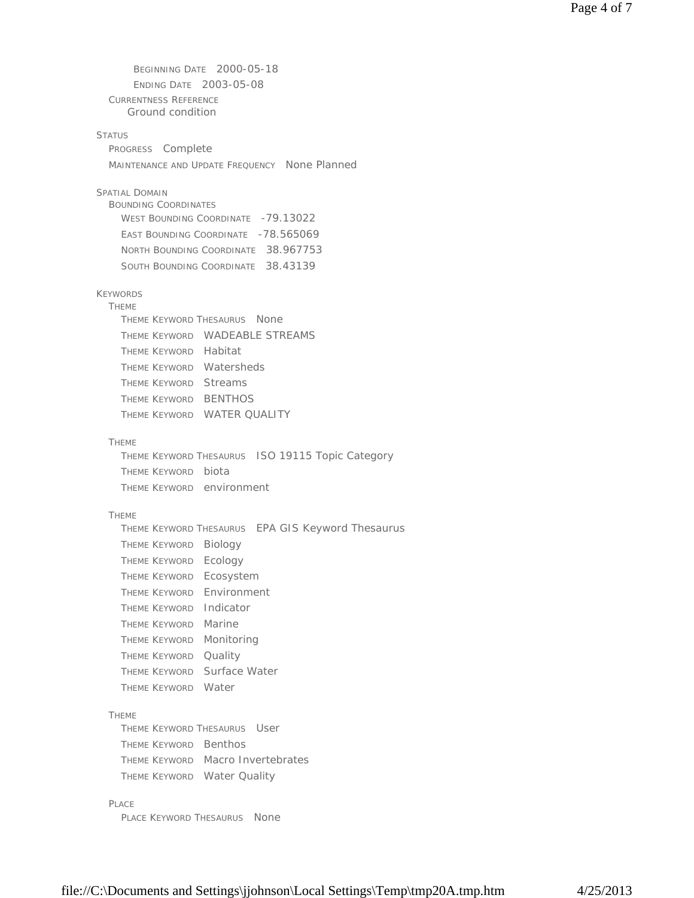- BEGINNING DATE 2000-05-18
- ENDING DATE 2003-05-08

CURRENTNESS REFERENCE
Ground condition

STATUS

- PROGRESS Complete
- MAINTENANCE AND UPDATE FREQUENCY None Planned

SPATIAL DOMAIN

BOUNDING COORDINATES

- WEST BOUNDING COORDINATE -79.13022
- EAST BOUNDING COORDINATE -78.565069
- NORTH BOUNDING COORDINATE 38.967753
- SOUTH BOUNDING COORDINATE 38.43139

KEYWORDS

THEME

- THEME KEYWORD THESAURUS None
- THEME KEYWORD WADEABLE STREAMS
- THEME KEYWORD Habitat
- THEME KEYWORD Watersheds
- THEME KEYWORD Streams
- THEME KEYWORD BENTHOS
- THEME KEYWORD WATER QUALITY

THEME

- THEME KEYWORD THESAURUS ISO 19115 Topic Category
- THEME KEYWORD biota
- THEME KEYWORD environment

THEME

- THEME KEYWORD THESAURUS EPA GIS Keyword Thesaurus
- THEME KEYWORD Biology
- THEME KEYWORD Ecology
- THEME KEYWORD Ecosystem
- THEME KEYWORD Environment
- THEME KEYWORD Indicator
- THEME KEYWORD Marine
- THEME KEYWORD Monitoring
- THEME KEYWORD Quality
- THEME KEYWORD Surface Water
- THEME KEYWORD Water

THEME

- THEME KEYWORD THESAURUS User
- THEME KEYWORD Benthos
- THEME KEYWORD Macro Invertebrates
- THEME KEYWORD Water Quality

PLACE

- PLACE KEYWORD THESAURUS None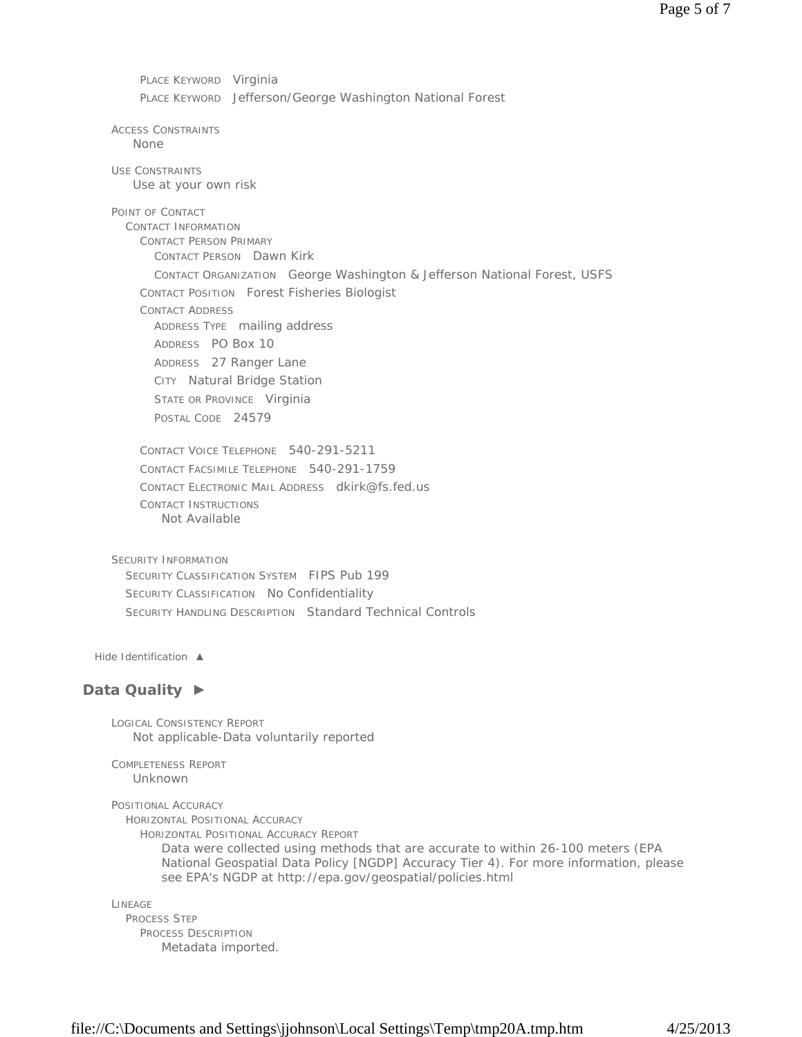PLACE KEYWORD Virginia

PLACE KEYWORD Jefferson/George Washington National Forest

ACCESS CONSTRAINTS

None

USE CONSTRAINTS

Use at your own risk

POINT OF CONTACT

CONTACT INFORMATION

CONTACT PERSON PRIMARY

CONTACT PERSON Dawn Kirk

CONTACT ORGANIZATION George Washington & Jefferson National Forest, USFS

CONTACT POSITION Forest Fisheries Biologist

CONTACT ADDRESS

ADDRESS TYPE mailing address

ADDRESS PO Box 10

ADDRESS 27 Ranger Lane

CITY Natural Bridge Station

STATE OR PROVINCE Virginia

POSTAL CODE 24579

CONTACT VOICE TELEPHONE 540-291-5211

CONTACT FACSIMILE TELEPHONE 540-291-1759

CONTACT ELECTRONIC MAIL ADDRESS dkirk@fs.fed.us

CONTACT INSTRUCTIONS

Not Available

SECURITY INFORMATION

SECURITY CLASSIFICATION SYSTEM FIPS Pub 199

SECURITY CLASSIFICATION No Confidentiality

SECURITY HANDLING DESCRIPTION Standard Technical Controls

Hide Identification ▲

## Data Quality ►

LOGICAL CONSISTENCY REPORT

Not applicable-Data voluntarily reported

COMPLETENESS REPORT

Unknown

POSITIONAL ACCURACY

HORIZONTAL POSITIONAL ACCURACY

HORIZONTAL POSITIONAL ACCURACY REPORT

Data were collected using methods that are accurate to within 26-100 meters (EPA National Geospatial Data Policy [NGDP] Accuracy Tier 4). For more information, please see EPA's NGDP at http://epa.gov/geospatial/policies.html

LINEAGE

PROCESS STEP

PROCESS DESCRIPTION

Metadata imported.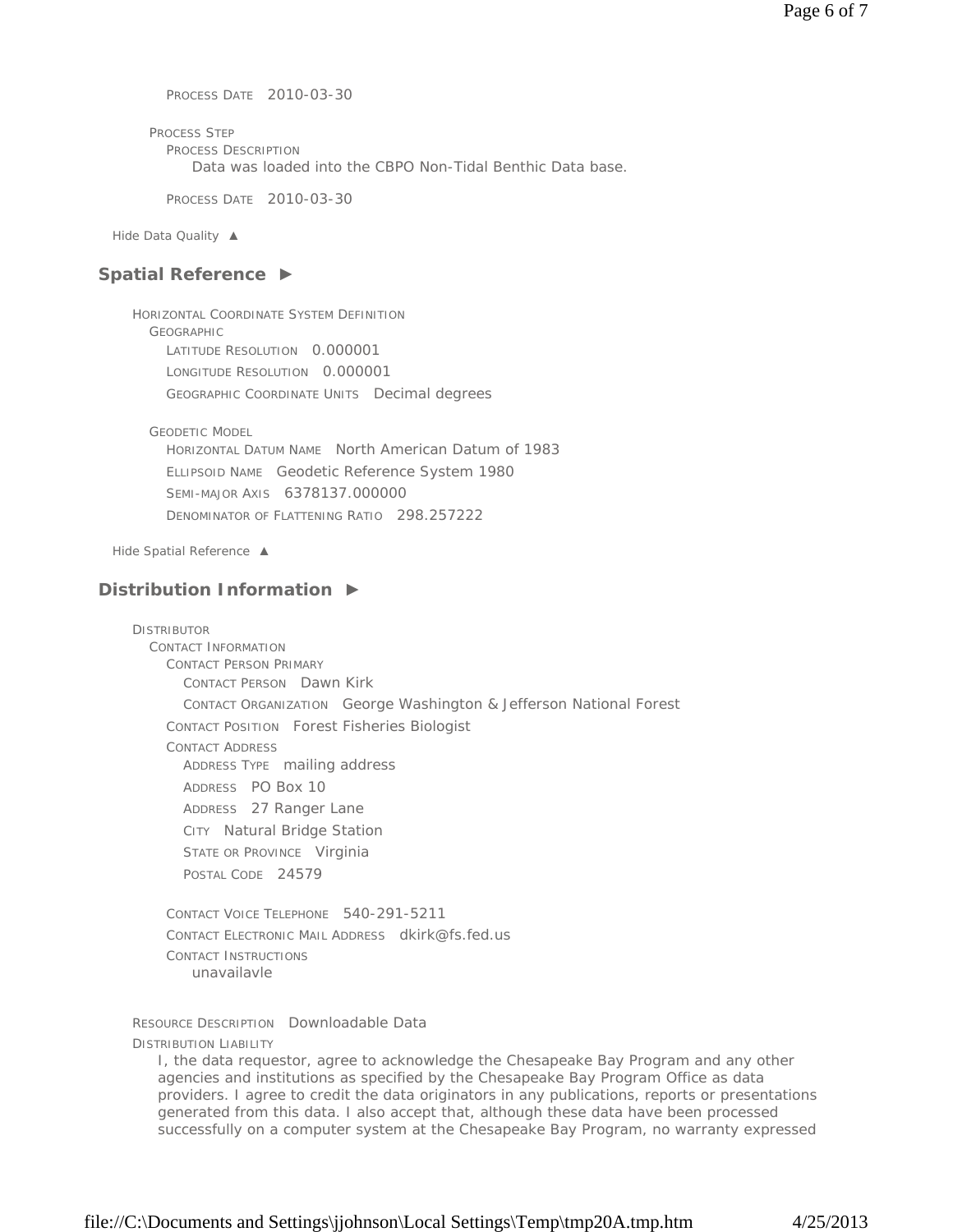PROCESS DATE 2010-03-30

PROCESS STEP
PROCESS DESCRIPTION
Data was loaded into the CBPO Non-Tidal Benthic Data base.

PROCESS DATE 2010-03-30

Hide Data Quality ▲

## Spatial Reference ►

HORIZONTAL COORDINATE SYSTEM DEFINITION
GEOGRAPHIC
LATITUDE RESOLUTION 0.000001
LONGITUDE RESOLUTION 0.000001
GEOGRAPHIC COORDINATE UNITS Decimal degrees

GEODETIC MODEL
HORIZONTAL DATUM NAME North American Datum of 1983
ELLIPSOID NAME Geodetic Reference System 1980
SEMI-MAJOR AXIS 6378137.000000
DENOMINATOR OF FLATTENING RATIO 298.257222

Hide Spatial Reference ▲

## Distribution Information ►

DISTRIBUTOR
CONTACT INFORMATION
CONTACT PERSON PRIMARY
CONTACT PERSON Dawn Kirk
CONTACT ORGANIZATION George Washington & Jefferson National Forest
CONTACT POSITION Forest Fisheries Biologist
CONTACT ADDRESS
ADDRESS TYPE mailing address
ADDRESS PO Box 10
ADDRESS 27 Ranger Lane
CITY Natural Bridge Station
STATE OR PROVINCE Virginia
POSTAL CODE 24579

CONTACT VOICE TELEPHONE 540-291-5211
CONTACT ELECTRONIC MAIL ADDRESS dkirk@fs.fed.us
CONTACT INSTRUCTIONS
unavailavle

RESOURCE DESCRIPTION Downloadable Data
DISTRIBUTION LIABILITY
I, the data requestor, agree to acknowledge the Chesapeake Bay Program and any other agencies and institutions as specified by the Chesapeake Bay Program Office as data providers. I agree to credit the data originators in any publications, reports or presentations generated from this data. I also accept that, although these data have been processed successfully on a computer system at the Chesapeake Bay Program, no warranty expressed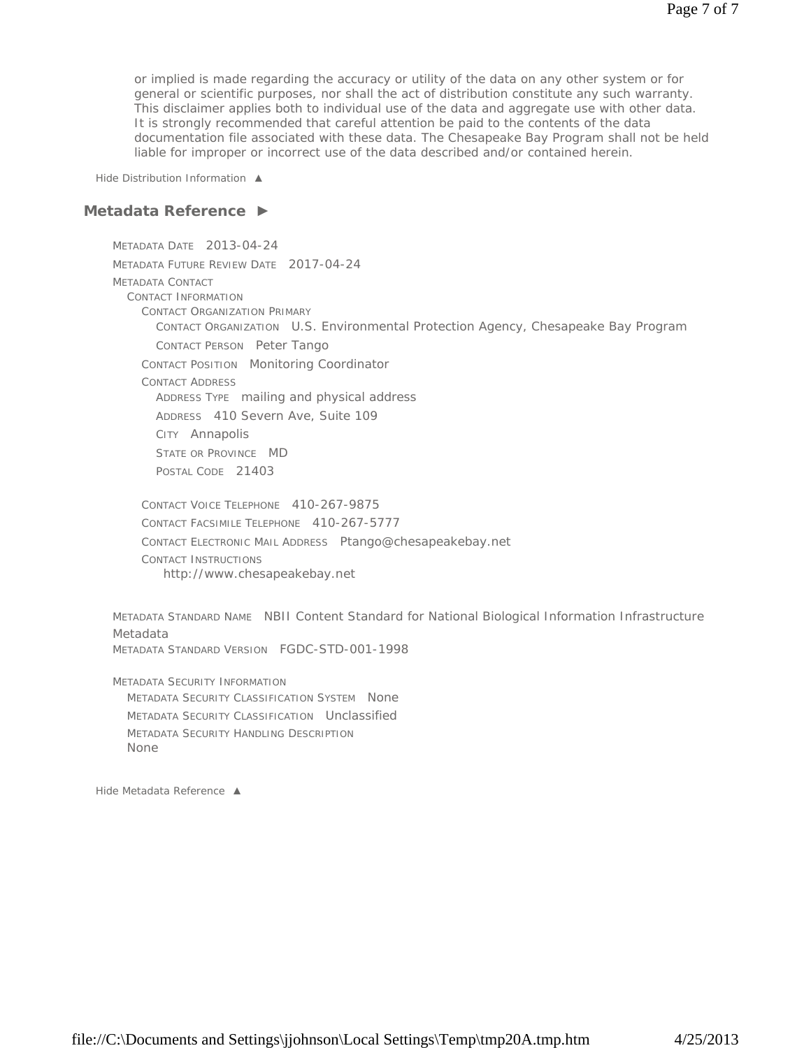or implied is made regarding the accuracy or utility of the data on any other system or for general or scientific purposes, nor shall the act of distribution constitute any such warranty. This disclaimer applies both to individual use of the data and aggregate use with other data. It is strongly recommended that careful attention be paid to the contents of the data documentation file associated with these data. The Chesapeake Bay Program shall not be held liable for improper or incorrect use of the data described and/or contained herein.

Hide Distribution Information ▲

## Metadata Reference ►

METADATA DATE 2013-04-24

METADATA FUTURE REVIEW DATE 2017-04-24

METADATA CONTACT

- CONTACT INFORMATION
  - CONTACT ORGANIZATION PRIMARY
    - CONTACT ORGANIZATION U.S. Environmental Protection Agency, Chesapeake Bay Program
    - CONTACT PERSON Peter Tango
  - CONTACT POSITION Monitoring Coordinator
  - CONTACT ADDRESS
    - ADDRESS TYPE mailing and physical address
    - ADDRESS 410 Severn Ave, Suite 109
    - CITY Annapolis
    - STATE OR PROVINCE MD
    - POSTAL CODE 21403
  - CONTACT VOICE TELEPHONE 410-267-9875
  - CONTACT FACSIMILE TELEPHONE 410-267-5777
  - CONTACT ELECTRONIC MAIL ADDRESS Ptango@chesapeakebay.net
  - CONTACT INSTRUCTIONS
    http://www.chesapeakebay.net

METADATA STANDARD NAME NBII Content Standard for National Biological Information Infrastructure Metadata

METADATA STANDARD VERSION FGDC-STD-001-1998

METADATA SECURITY INFORMATION

- METADATA SECURITY CLASSIFICATION SYSTEM None
- METADATA SECURITY CLASSIFICATION Unclassified
- METADATA SECURITY HANDLING DESCRIPTION
  None

Hide Metadata Reference ▲